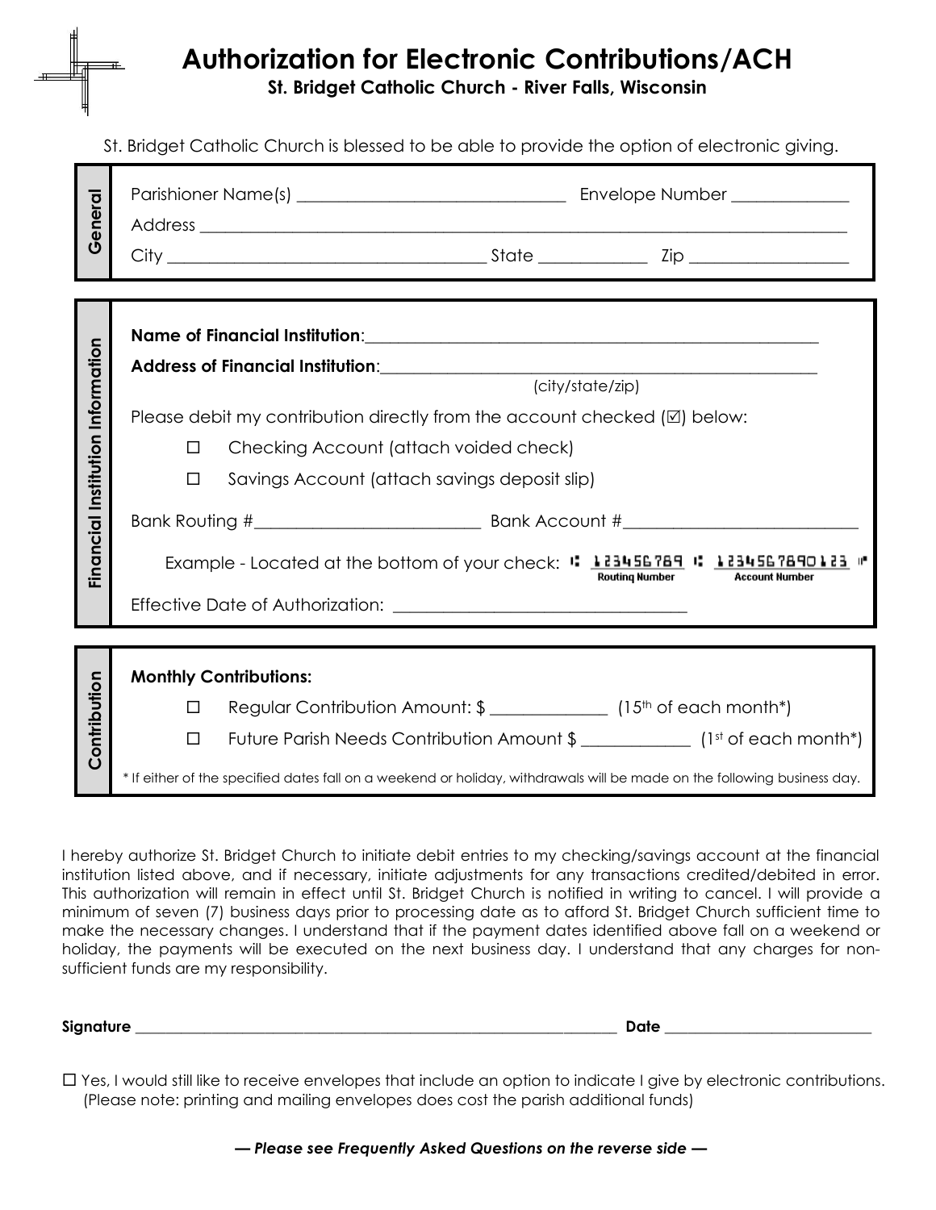# Authorization for Electronic Contributions/ACH

**St. Bridget Catholic Church - River Falls, Wisconsin**

St. Bridget Catholic Church is blessed to be able to provide the option of electronic giving.

## General

Parishioner Name(s) ______________________________ Envelope Number ____________

Address ______________________________________________________________________

City __________________________________ State ___________ Zip ________________

## Financial Institution Information

**Name of Financial Institution**:_______________________________________________

**Address of Financial Institution**:_____________________________________________
(city/state/zip)

Please debit my contribution directly from the account checked (☑) below:

- ☐ Checking Account (attach voided check)
- ☐ Savings Account (attach savings deposit slip)

Bank Routing #________________________ Bank Account #__________________________

Example - Located at the bottom of your check: ⑆ 123456789 ⑆ 1234567890123 ⑈ (Routing Number, Account Number)

Effective Date of Authorization: ________________________________

## Contribution

**Monthly Contributions:**

- ☐ Regular Contribution Amount: $ _____________ (15th of each month*)
- ☐ Future Parish Needs Contribution Amount $ ____________ (1st of each month*)

\* If either of the specified dates fall on a weekend or holiday, withdrawals will be made on the following business day.

I hereby authorize St. Bridget Church to initiate debit entries to my checking/savings account at the financial institution listed above, and if necessary, initiate adjustments for any transactions credited/debited in error. This authorization will remain in effect until St. Bridget Church is notified in writing to cancel. I will provide a minimum of seven (7) business days prior to processing date as to afford St. Bridget Church sufficient time to make the necessary changes. I understand that if the payment dates identified above fall on a weekend or holiday, the payments will be executed on the next business day. I understand that any charges for non-sufficient funds are my responsibility.

**Signature** ____________________________________________________________ **Date** ________________________

☐ Yes, I would still like to receive envelopes that include an option to indicate I give by electronic contributions. (Please note: printing and mailing envelopes does cost the parish additional funds)

***— Please see Frequently Asked Questions on the reverse side —***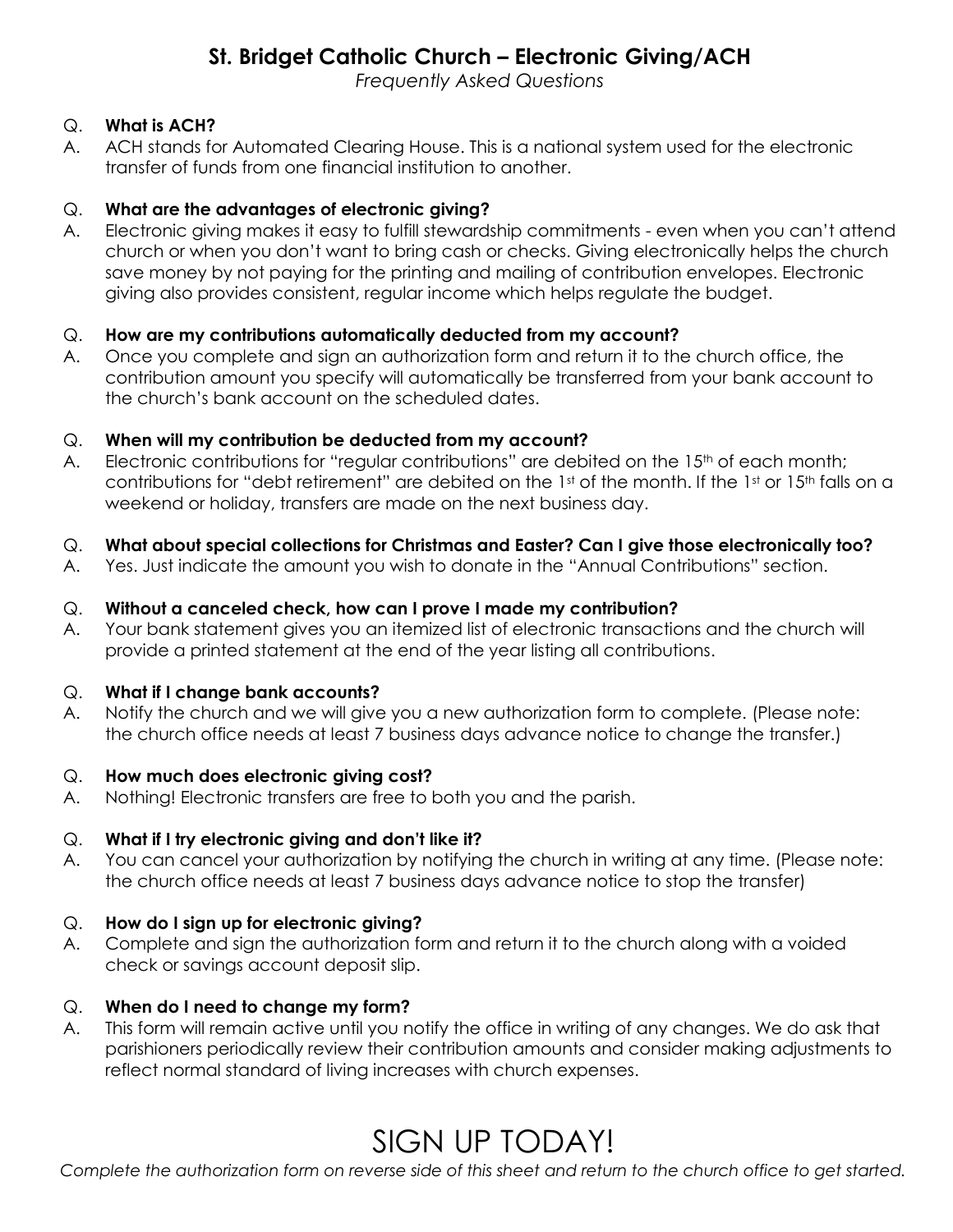## St. Bridget Catholic Church – Electronic Giving/ACH

*Frequently Asked Questions*

Q. **What is ACH?**
A. ACH stands for Automated Clearing House. This is a national system used for the electronic transfer of funds from one financial institution to another.

Q. **What are the advantages of electronic giving?**
A. Electronic giving makes it easy to fulfill stewardship commitments - even when you can't attend church or when you don't want to bring cash or checks. Giving electronically helps the church save money by not paying for the printing and mailing of contribution envelopes. Electronic giving also provides consistent, regular income which helps regulate the budget.

Q. **How are my contributions automatically deducted from my account?**
A. Once you complete and sign an authorization form and return it to the church office, the contribution amount you specify will automatically be transferred from your bank account to the church's bank account on the scheduled dates.

Q. **When will my contribution be deducted from my account?**
A. Electronic contributions for "regular contributions" are debited on the 15th of each month; contributions for "debt retirement" are debited on the 1st of the month. If the 1st or 15th falls on a weekend or holiday, transfers are made on the next business day.

Q. **What about special collections for Christmas and Easter? Can I give those electronically too?**
A. Yes. Just indicate the amount you wish to donate in the "Annual Contributions" section.

Q. **Without a canceled check, how can I prove I made my contribution?**
A. Your bank statement gives you an itemized list of electronic transactions and the church will provide a printed statement at the end of the year listing all contributions.

Q. **What if I change bank accounts?**
A. Notify the church and we will give you a new authorization form to complete. (Please note: the church office needs at least 7 business days advance notice to change the transfer.)

Q. **How much does electronic giving cost?**
A. Nothing! Electronic transfers are free to both you and the parish.

Q. **What if I try electronic giving and don't like it?**
A. You can cancel your authorization by notifying the church in writing at any time. (Please note: the church office needs at least 7 business days advance notice to stop the transfer)

Q. **How do I sign up for electronic giving?**
A. Complete and sign the authorization form and return it to the church along with a voided check or savings account deposit slip.

Q. **When do I need to change my form?**
A. This form will remain active until you notify the office in writing of any changes. We do ask that parishioners periodically review their contribution amounts and consider making adjustments to reflect normal standard of living increases with church expenses.

# SIGN UP TODAY!

*Complete the authorization form on reverse side of this sheet and return to the church office to get started.*